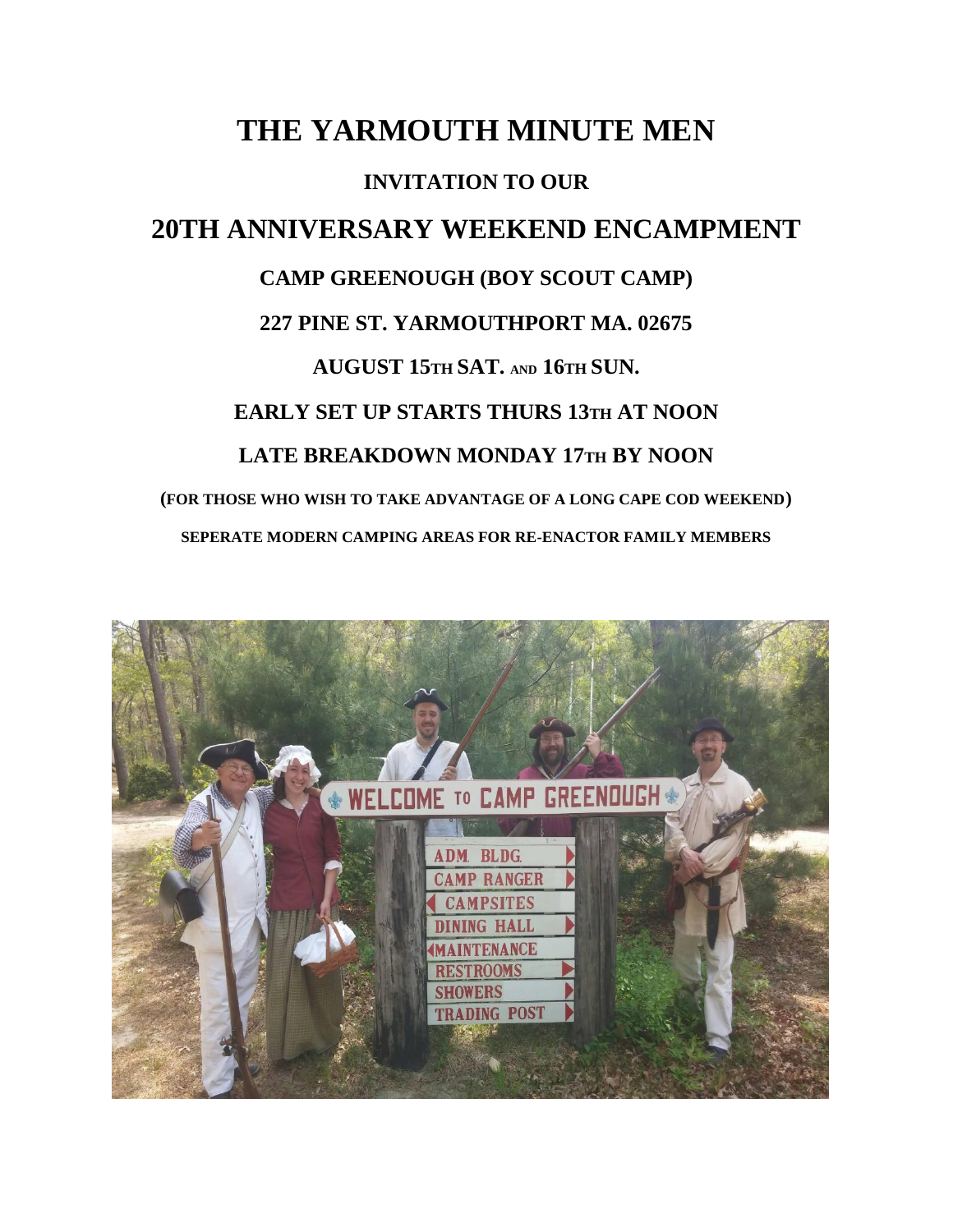# THE YARMOUTH MINUTE MEN

### INVITATION TO OUR

## 20TH ANNIVERSARY WEEKEND ENCAMPMENT

### CAMP GREENOUGH (BOY SCOUT CAMP)

### 227 PINE ST. YARMOUTHPORT MA. 02675

### AUGUST 15TH SAT. AND 16TH SUN.

### EARLY SET UP STARTS THURS 13TH AT NOON

### LATE BREAKDOWN MONDAY 17TH BY NOON

**(FOR THOSE WHO WISH TO TAKE ADVANTAGE OF A LONG CAPE COD WEEKEND)**

**SEPERATE MODERN CAMPING AREAS FOR RE-ENACTOR FAMILY MEMBERS**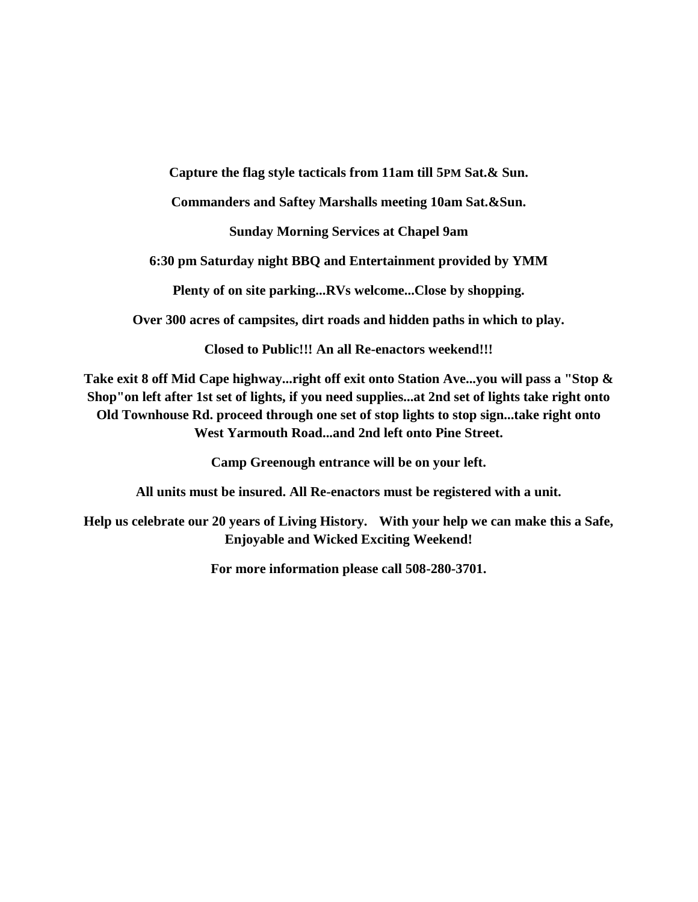**Capture the flag style tacticals from 11am till 5PM Sat.& Sun.**

**Commanders and Saftey Marshalls meeting 10am Sat.&Sun.**

**Sunday Morning Services at Chapel 9am**

**6:30 pm Saturday night BBQ and Entertainment provided by YMM**

**Plenty of on site parking...RVs welcome...Close by shopping.**

**Over 300 acres of campsites, dirt roads and hidden paths in which to play.**

**Closed to Public!!! An all Re-enactors weekend!!!**

**Take exit 8 off Mid Cape highway...right off exit onto Station Ave...you will pass a "Stop & Shop"on left after 1st set of lights, if you need supplies...at 2nd set of lights take right onto Old Townhouse Rd. proceed through one set of stop lights to stop sign...take right onto West Yarmouth Road...and 2nd left onto Pine Street.**

**Camp Greenough entrance will be on your left.**

**All units must be insured. All Re-enactors must be registered with a unit.**

**Help us celebrate our 20 years of Living History. With your help we can make this a Safe, Enjoyable and Wicked Exciting Weekend!**

**For more information please call 508-280-3701.**